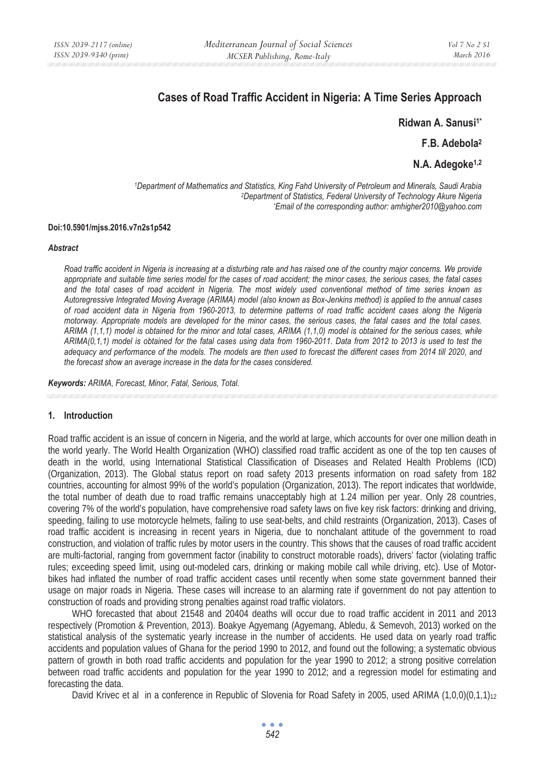# Cases of Road Traffic Accident in Nigeria: A Time Series Approach

**Ridwan A. Sanusi[1*]**

**F.B. Adebola[2]**

**N.A. Adegoke[1,2]**

*[1]Department of Mathematics and Statistics, King Fahd University of Petroleum and Minerals, Saudi Arabia*
*[2]Department of Statistics, Federal University of Technology Akure Nigeria*
*[*]Email of the corresponding author: amhigher2010@yahoo.com*

**Doi:10.5901/mjss.2016.v7n2s1p542**

### *Abstract*

*Road traffic accident in Nigeria is increasing at a disturbing rate and has raised one of the country major concerns. We provide appropriate and suitable time series model for the cases of road accident; the minor cases, the serious cases, the fatal cases and the total cases of road accident in Nigeria. The most widely used conventional method of time series known as Autoregressive Integrated Moving Average (ARIMA) model (also known as Box-Jenkins method) is applied to the annual cases of road accident data in Nigeria from 1960-2013, to determine patterns of road traffic accident cases along the Nigeria motorway. Appropriate models are developed for the minor cases, the serious cases, the fatal cases and the total cases. ARIMA (1,1,1) model is obtained for the minor and total cases, ARIMA (1,1,0) model is obtained for the serious cases, while ARIMA(0,1,1) model is obtained for the fatal cases using data from 1960-2011. Data from 2012 to 2013 is used to test the adequacy and performance of the models. The models are then used to forecast the different cases from 2014 till 2020, and the forecast show an average increase in the data for the cases considered.*

***Keywords:** ARIMA, Forecast, Minor, Fatal, Serious, Total.*

## 1. Introduction

Road traffic accident is an issue of concern in Nigeria, and the world at large, which accounts for over one million death in the world yearly. The World Health Organization (WHO) classified road traffic accident as one of the top ten causes of death in the world, using International Statistical Classification of Diseases and Related Health Problems (ICD) (Organization, 2013). The Global status report on road safety 2013 presents information on road safety from 182 countries, accounting for almost 99% of the world's population (Organization, 2013). The report indicates that worldwide, the total number of death due to road traffic remains unacceptably high at 1.24 million per year. Only 28 countries, covering 7% of the world's population, have comprehensive road safety laws on five key risk factors: drinking and driving, speeding, failing to use motorcycle helmets, failing to use seat-belts, and child restraints (Organization, 2013). Cases of road traffic accident is increasing in recent years in Nigeria, due to nonchalant attitude of the government to road construction, and violation of traffic rules by motor users in the country. This shows that the causes of road traffic accident are multi-factorial, ranging from government factor (inability to construct motorable roads), drivers' factor (violating traffic rules; exceeding speed limit, using out-modeled cars, drinking or making mobile call while driving, etc). Use of Motor-bikes had inflated the number of road traffic accident cases until recently when some state government banned their usage on major roads in Nigeria. These cases will increase to an alarming rate if government do not pay attention to construction of roads and providing strong penalties against road traffic violators.

WHO forecasted that about 21548 and 20404 deaths will occur due to road traffic accident in 2011 and 2013 respectively (Promotion & Prevention, 2013). Boakye Agyemang (Agyemang, Abledu, & Semevoh, 2013) worked on the statistical analysis of the systematic yearly increase in the number of accidents. He used data on yearly road traffic accidents and population values of Ghana for the period 1990 to 2012, and found out the following; a systematic obvious pattern of growth in both road traffic accidents and population for the year 1990 to 2012; a strong positive correlation between road traffic accidents and population for the year 1990 to 2012; and a regression model for estimating and forecasting the data.

David Krivec et al in a conference in Republic of Slovenia for Road Safety in 2005, used ARIMA $(1,0,0)(0,1,1)_{12}$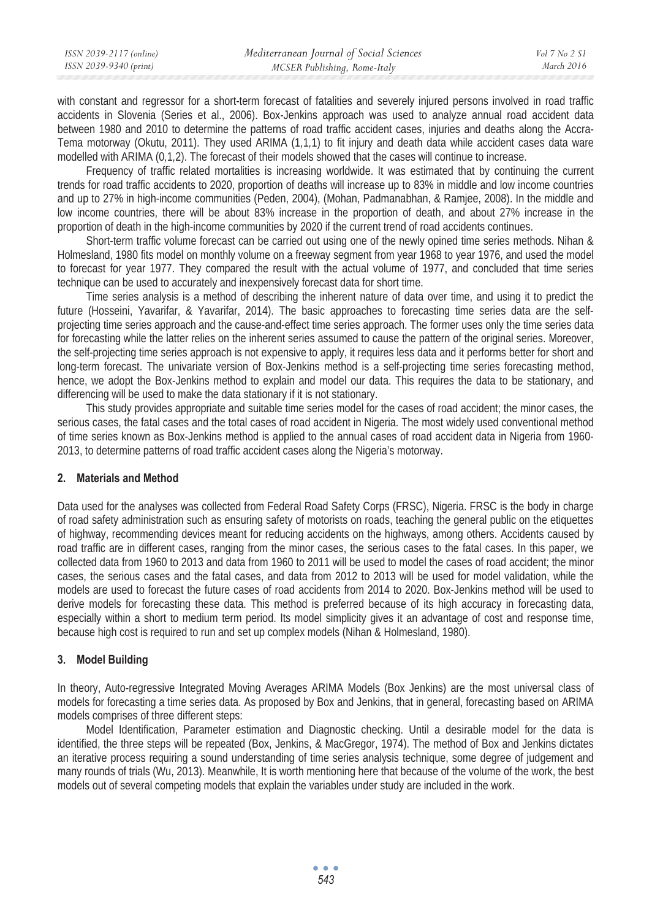with constant and regressor for a short-term forecast of fatalities and severely injured persons involved in road traffic accidents in Slovenia (Series et al., 2006). Box-Jenkins approach was used to analyze annual road accident data between 1980 and 2010 to determine the patterns of road traffic accident cases, injuries and deaths along the Accra-Tema motorway (Okutu, 2011). They used ARIMA (1,1,1) to fit injury and death data while accident cases data ware modelled with ARIMA (0,1,2). The forecast of their models showed that the cases will continue to increase.

Frequency of traffic related mortalities is increasing worldwide. It was estimated that by continuing the current trends for road traffic accidents to 2020, proportion of deaths will increase up to 83% in middle and low income countries and up to 27% in high-income communities (Peden, 2004), (Mohan, Padmanabhan, & Ramjee, 2008). In the middle and low income countries, there will be about 83% increase in the proportion of death, and about 27% increase in the proportion of death in the high-income communities by 2020 if the current trend of road accidents continues.

Short-term traffic volume forecast can be carried out using one of the newly opined time series methods. Nihan & Holmesland, 1980 fits model on monthly volume on a freeway segment from year 1968 to year 1976, and used the model to forecast for year 1977. They compared the result with the actual volume of 1977, and concluded that time series technique can be used to accurately and inexpensively forecast data for short time.

Time series analysis is a method of describing the inherent nature of data over time, and using it to predict the future (Hosseini, Yavarifar, & Yavarifar, 2014). The basic approaches to forecasting time series data are the self-projecting time series approach and the cause-and-effect time series approach. The former uses only the time series data for forecasting while the latter relies on the inherent series assumed to cause the pattern of the original series. Moreover, the self-projecting time series approach is not expensive to apply, it requires less data and it performs better for short and long-term forecast. The univariate version of Box-Jenkins method is a self-projecting time series forecasting method, hence, we adopt the Box-Jenkins method to explain and model our data. This requires the data to be stationary, and differencing will be used to make the data stationary if it is not stationary.

This study provides appropriate and suitable time series model for the cases of road accident; the minor cases, the serious cases, the fatal cases and the total cases of road accident in Nigeria. The most widely used conventional method of time series known as Box-Jenkins method is applied to the annual cases of road accident data in Nigeria from 1960-2013, to determine patterns of road traffic accident cases along the Nigeria's motorway.

## 2. Materials and Method

Data used for the analyses was collected from Federal Road Safety Corps (FRSC), Nigeria. FRSC is the body in charge of road safety administration such as ensuring safety of motorists on roads, teaching the general public on the etiquettes of highway, recommending devices meant for reducing accidents on the highways, among others. Accidents caused by road traffic are in different cases, ranging from the minor cases, the serious cases to the fatal cases. In this paper, we collected data from 1960 to 2013 and data from 1960 to 2011 will be used to model the cases of road accident; the minor cases, the serious cases and the fatal cases, and data from 2012 to 2013 will be used for model validation, while the models are used to forecast the future cases of road accidents from 2014 to 2020. Box-Jenkins method will be used to derive models for forecasting these data. This method is preferred because of its high accuracy in forecasting data, especially within a short to medium term period. Its model simplicity gives it an advantage of cost and response time, because high cost is required to run and set up complex models (Nihan & Holmesland, 1980).

## 3. Model Building

In theory, Auto-regressive Integrated Moving Averages ARIMA Models (Box Jenkins) are the most universal class of models for forecasting a time series data. As proposed by Box and Jenkins, that in general, forecasting based on ARIMA models comprises of three different steps:

Model Identification, Parameter estimation and Diagnostic checking. Until a desirable model for the data is identified, the three steps will be repeated (Box, Jenkins, & MacGregor, 1974). The method of Box and Jenkins dictates an iterative process requiring a sound understanding of time series analysis technique, some degree of judgement and many rounds of trials (Wu, 2013). Meanwhile, It is worth mentioning here that because of the volume of the work, the best models out of several competing models that explain the variables under study are included in the work.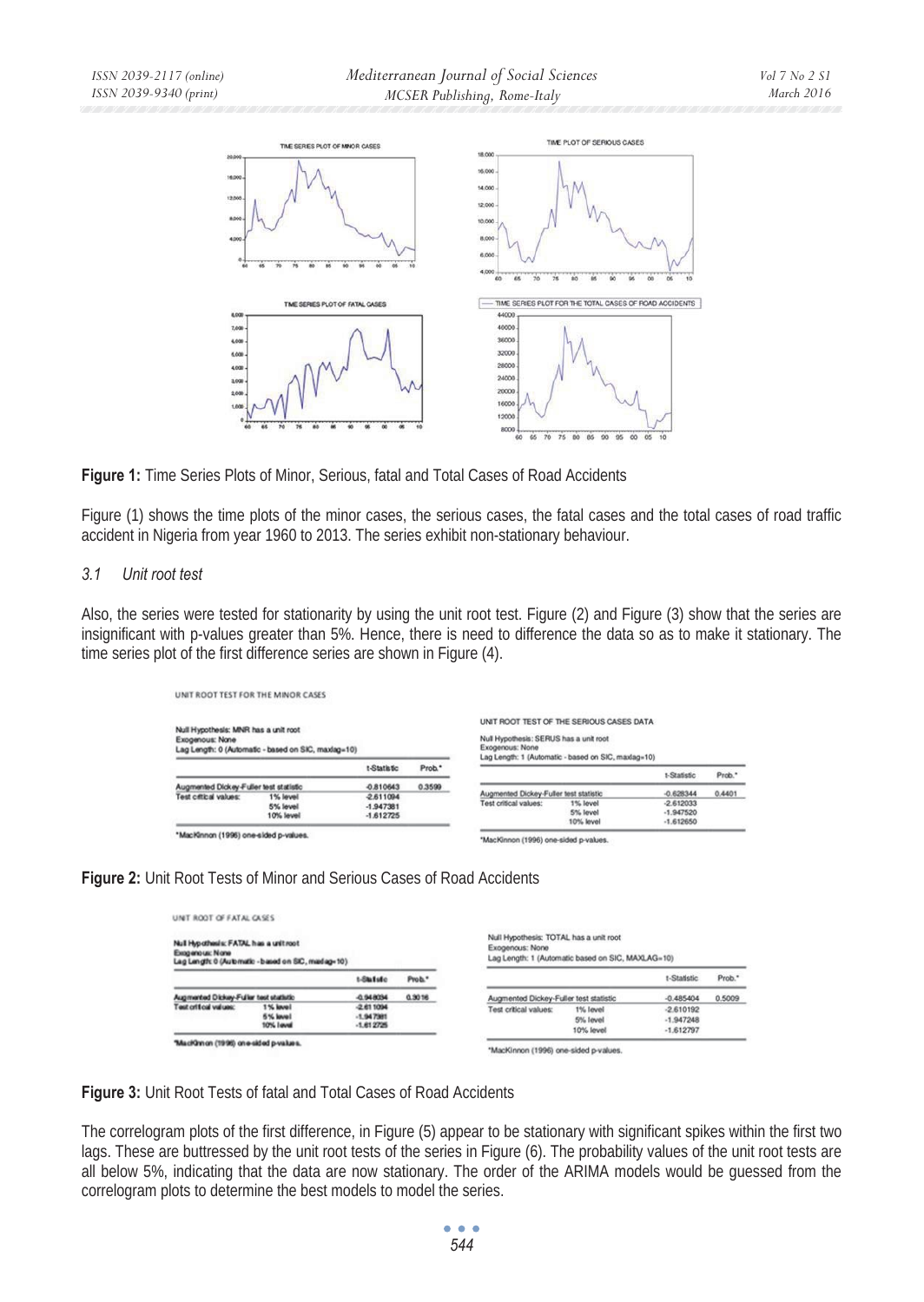**Figure 1:** Time Series Plots of Minor, Serious, fatal and Total Cases of Road Accidents

Figure (1) shows the time plots of the minor cases, the serious cases, the fatal cases and the total cases of road traffic accident in Nigeria from year 1960 to 2013. The series exhibit non-stationary behaviour.

### *3.1 Unit root test*

Also, the series were tested for stationarity by using the unit root test. Figure (2) and Figure (3) show that the series are insignificant with p-values greater than 5%. Hence, there is need to difference the data so as to make it stationary. The time series plot of the first difference series are shown in Figure (4).

UNIT ROOT TEST FOR THE MINOR CASES

Null Hypothesis: MNR has a unit root
Exogenous: None
Lag Length: 0 (Automatic - based on SIC, maxlag=10)

| | | t-Statistic | Prob.* |
|---|---|---|---|
| Augmented Dickey-Fuller test statistic | | -0.810643 | 0.3599 |
| Test critical values: | 1% level | -2.611094 | |
| | 5% level | -1.947381 | |
| | 10% level | -1.612725 | |

*MacKinnon (1996) one-sided p-values.

UNIT ROOT TEST OF THE SERIOUS CASES DATA

Null Hypothesis: SERUS has a unit root
Exogenous: None
Lag Length: 1 (Automatic - based on SIC, maxlag=10)

| | | t-Statistic | Prob.* |
|---|---|---|---|
| Augmented Dickey-Fuller test statistic | | -0.628344 | 0.4401 |
| Test critical values: | 1% level | -2.612033 | |
| | 5% level | -1.947520 | |
| | 10% level | -1.612650 | |

*MacKinnon (1996) one-sided p-values.

**Figure 2:** Unit Root Tests of Minor and Serious Cases of Road Accidents

UNIT ROOT OF FATAL CASES

Null Hypothesis: FATAL has a unit root
Exogenous: None
Lag Length: 0 (Automatic - based on SIC, maxlag=10)

| | | t-Statistic | Prob.* |
|---|---|---|---|
| Augmented Dickey-Fuller test statistic | | -0.948034 | 0.3016 |
| Test critical values: | 1% level | -2.611094 | |
| | 5% level | -1.947381 | |
| | 10% level | -1.612725 | |

*MacKinnon (1996) one-sided p-values.

Null Hypothesis: TOTAL has a unit root
Exogenous: None
Lag Length: 1 (Automatic based on SIC, MAXLAG=10)

| | | t-Statistic | Prob.* |
|---|---|---|---|
| Augmented Dickey-Fuller test statistic | | -0.485404 | 0.5009 |
| Test critical values: | 1% level | -2.610192 | |
| | 5% level | -1.947248 | |
| | 10% level | -1.612797 | |

*MacKinnon (1996) one-sided p-values.

**Figure 3:** Unit Root Tests of fatal and Total Cases of Road Accidents

The correlogram plots of the first difference, in Figure (5) appear to be stationary with significant spikes within the first two lags. These are buttressed by the unit root tests of the series in Figure (6). The probability values of the unit root tests are all below 5%, indicating that the data are now stationary. The order of the ARIMA models would be guessed from the correlogram plots to determine the best models to model the series.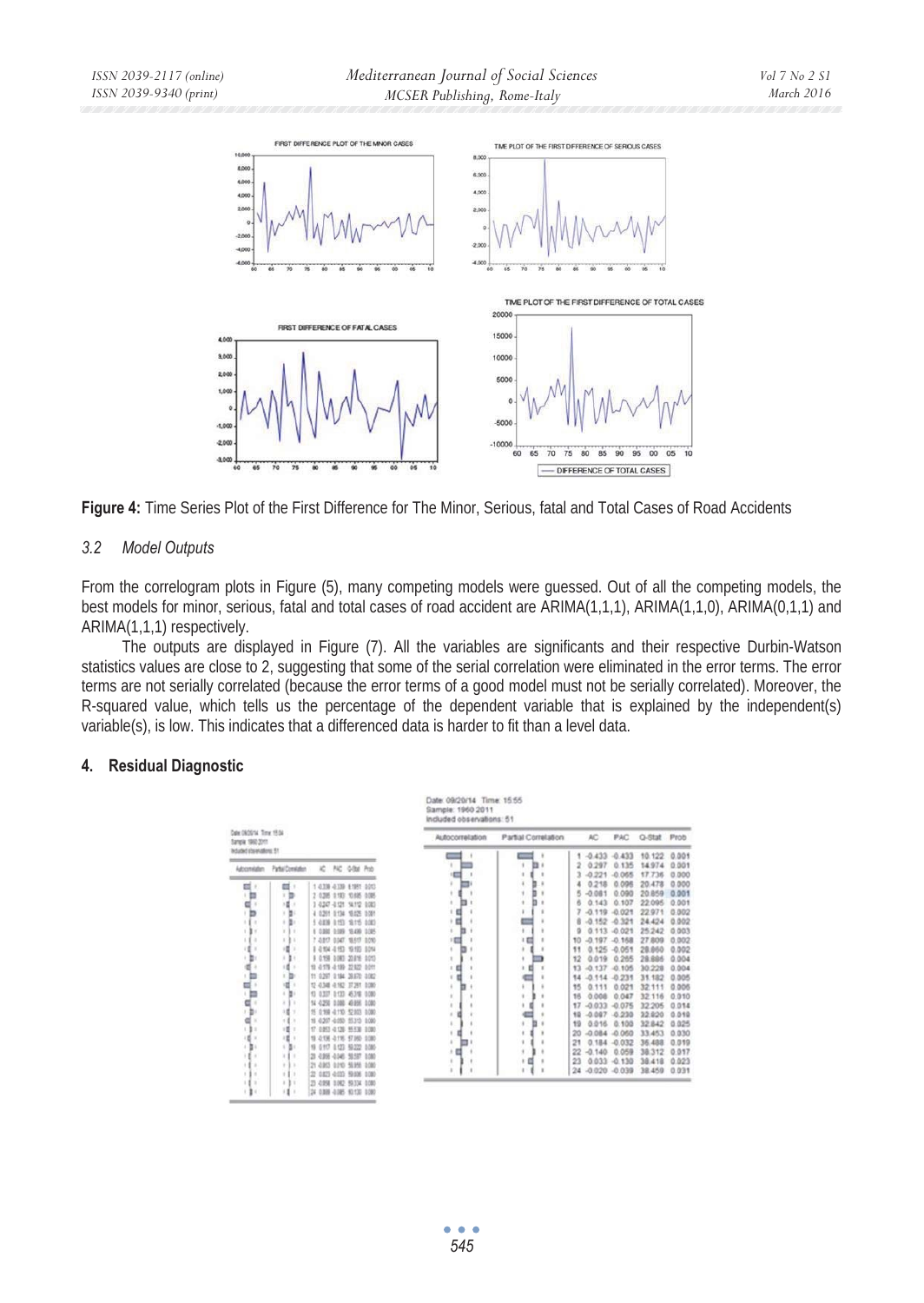**Figure 4:** Time Series Plot of the First Difference for The Minor, Serious, fatal and Total Cases of Road Accidents

### *3.2 Model Outputs*

From the correlogram plots in Figure (5), many competing models were guessed. Out of all the competing models, the best models for minor, serious, fatal and total cases of road accident are ARIMA(1,1,1), ARIMA(1,1,0), ARIMA(0,1,1) and ARIMA(1,1,1) respectively.

The outputs are displayed in Figure (7). All the variables are significants and their respective Durbin-Watson statistics values are close to 2, suggesting that some of the serial correlation were eliminated in the error terms. The error terms are not serially correlated (because the error terms of a good model must not be serially correlated). Moreover, the R-squared value, which tells us the percentage of the dependent variable that is explained by the independent(s) variable(s), is low. This indicates that a differenced data is harder to fit than a level data.

## 4. Residual Diagnostic

Date: 09/20/14 Time: 15:55
Sample: 1960 2011
Included observations: 51

| | AC | PAC | Q-Stat | Prob |
|---|---|---|---|---|
| 1 | -0.433 | -0.433 | 10.122 | 0.001 |
| 2 | 0.297 | 0.135 | 14.974 | 0.001 |
| 3 | -0.221 | -0.065 | 17.736 | 0.000 |
| 4 | 0.218 | 0.096 | 20.478 | 0.000 |
| 5 | -0.081 | 0.090 | 20.859 | 0.001 |
| 6 | 0.143 | 0.107 | 22.095 | 0.001 |
| 7 | -0.119 | -0.021 | 22.971 | 0.002 |
| 8 | -0.152 | -0.321 | 24.424 | 0.002 |
| 9 | 0.113 | -0.021 | 25.242 | 0.003 |
| 10 | -0.197 | -0.168 | 27.809 | 0.002 |
| 11 | 0.125 | -0.051 | 28.860 | 0.002 |
| 12 | 0.019 | 0.265 | 28.886 | 0.004 |
| 13 | -0.137 | -0.105 | 30.228 | 0.004 |
| 14 | -0.114 | -0.231 | 31.182 | 0.005 |
| 15 | 0.111 | 0.021 | 32.111 | 0.006 |
| 16 | 0.008 | 0.047 | 32.116 | 0.010 |
| 17 | -0.033 | -0.075 | 32.205 | 0.014 |
| 18 | -0.087 | -0.230 | 32.820 | 0.018 |
| 19 | 0.016 | 0.100 | 32.842 | 0.025 |
| 20 | -0.084 | -0.060 | 33.453 | 0.030 |
| 21 | 0.184 | -0.032 | 36.488 | 0.019 |
| 22 | -0.140 | 0.059 | 38.312 | 0.017 |
| 23 | 0.033 | -0.130 | 38.418 | 0.023 |
| 24 | -0.020 | -0.039 | 38.459 | 0.031 |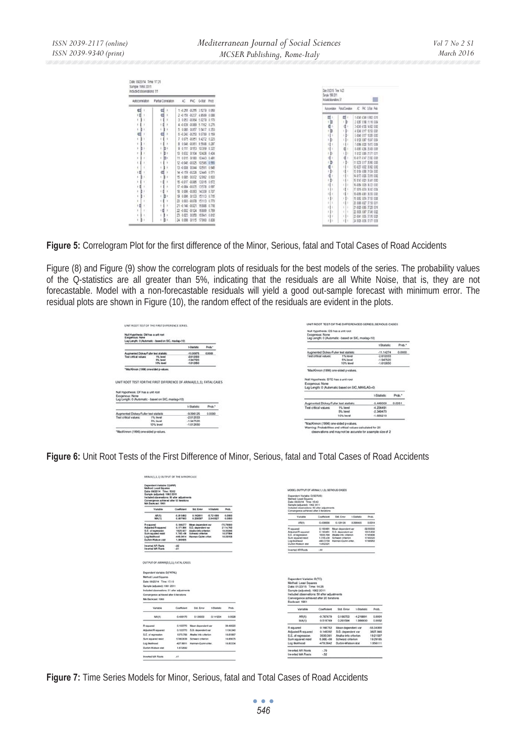**Figure 5:** Correlogram Plot for the first difference of the Minor, Serious, fatal and Total Cases of Road Accidents

Figure (8) and Figure (9) show the correlogram plots of residuals for the best models of the series. The probability values of the Q-statistics are all greater than 5%, indicating that the residuals are all White Noise, that is, they are not forecastable. Model with a non-forecastable residuals will yield a good out-sample forecast with minimum error. The residual plots are shown in Figure (10), the random effect of the residuals are evident in the plots.

**Figure 6:** Unit Root Tests of the First Difference of Minor, Serious, fatal and Total Cases of Road Accidents

**Figure 7:** Time Series Models for Minor, Serious, fatal and Total Cases of Road Accidents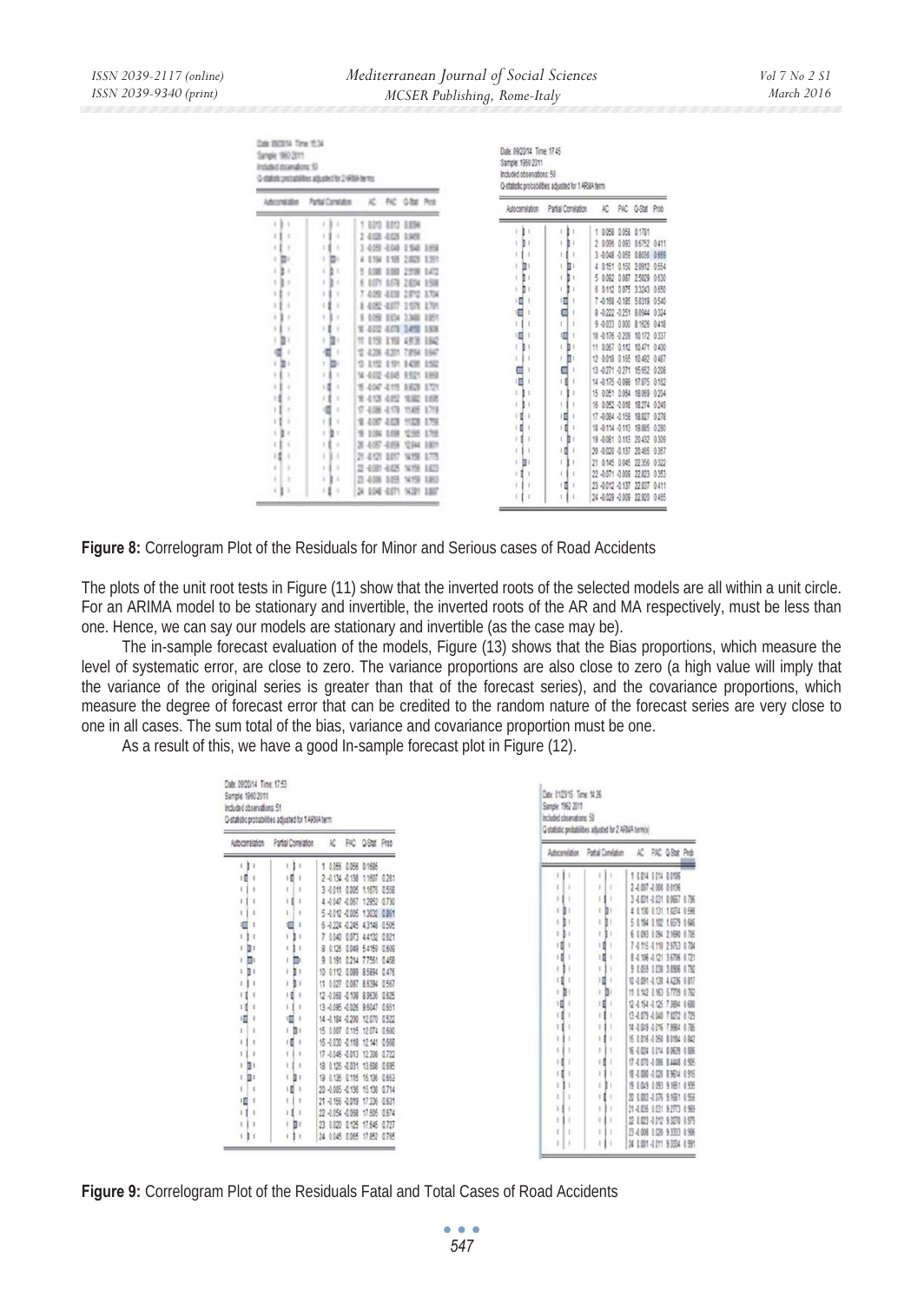**Figure 8:** Correlogram Plot of the Residuals for Minor and Serious cases of Road Accidents

The plots of the unit root tests in Figure (11) show that the inverted roots of the selected models are all within a unit circle. For an ARIMA model to be stationary and invertible, the inverted roots of the AR and MA respectively, must be less than one. Hence, we can say our models are stationary and invertible (as the case may be).

The in-sample forecast evaluation of the models, Figure (13) shows that the Bias proportions, which measure the level of systematic error, are close to zero. The variance proportions are also close to zero (a high value will imply that the variance of the original series is greater than that of the forecast series), and the covariance proportions, which measure the degree of forecast error that can be credited to the random nature of the forecast series are very close to one in all cases. The sum total of the bias, variance and covariance proportion must be one.

As a result of this, we have a good In-sample forecast plot in Figure (12).

**Figure 9:** Correlogram Plot of the Residuals Fatal and Total Cases of Road Accidents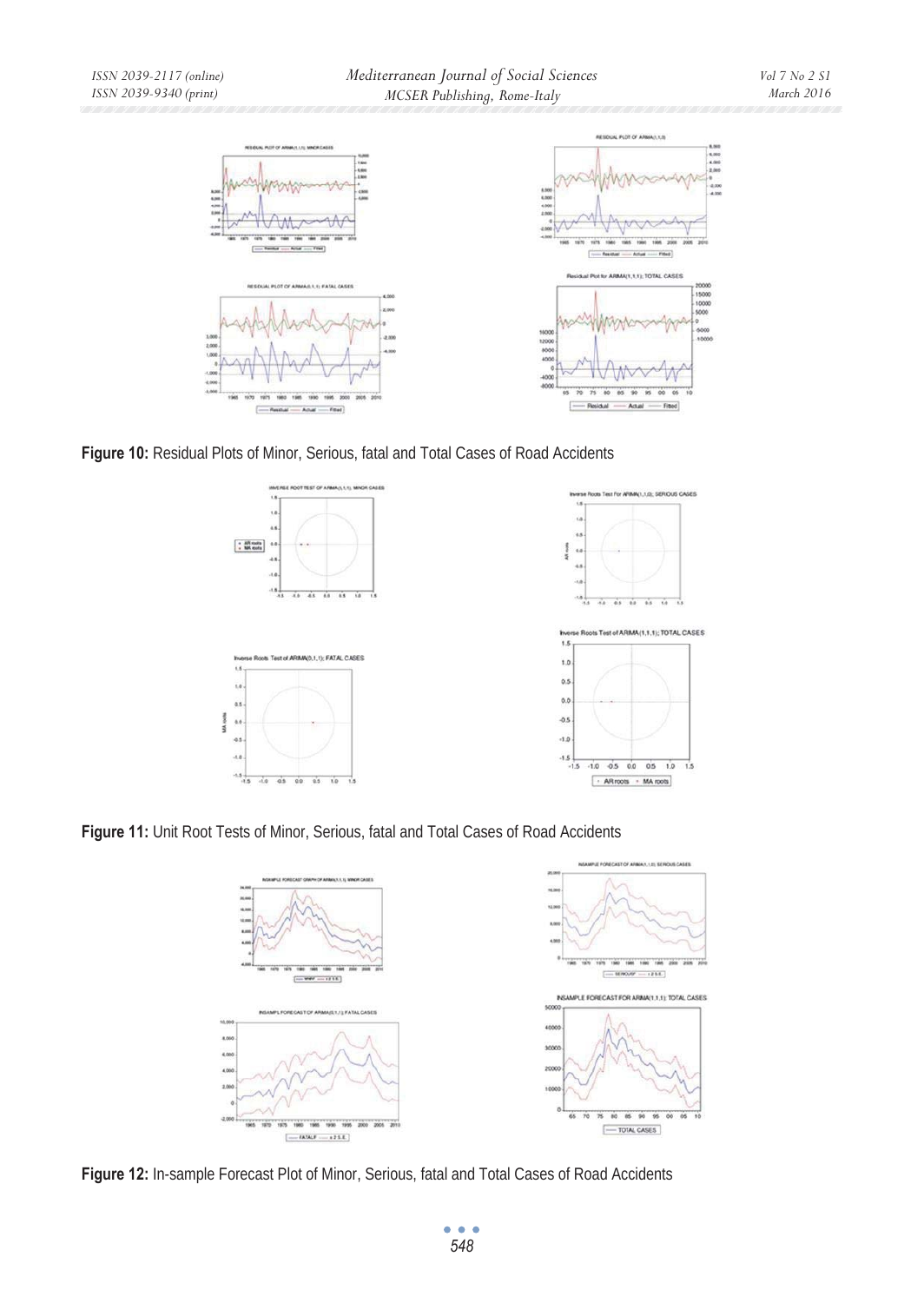**Figure 10:** Residual Plots of Minor, Serious, fatal and Total Cases of Road Accidents

**Figure 11:** Unit Root Tests of Minor, Serious, fatal and Total Cases of Road Accidents

**Figure 12:** In-sample Forecast Plot of Minor, Serious, fatal and Total Cases of Road Accidents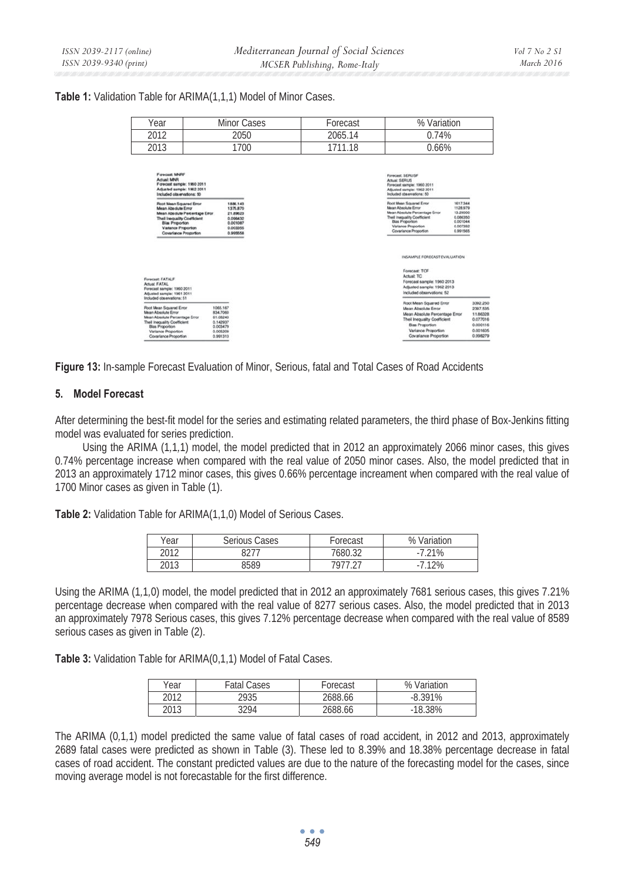**Table 1:** Validation Table for ARIMA(1,1,1) Model of Minor Cases.

| Year | Minor Cases | Forecast | % Variation |
|---|---|---|---|
| 2012 | 2050 | 2065.14 | 0.74% |
| 2013 | 1700 | 1711.18 | 0.66% |

Forecast: MNRF
Actual: MNR
Forecast sample: 1960 2011
Adjusted sample: 1962 2011
Included observations: 50

| | |
|---|---|
| Root Mean Squared Error | 1886.143 |
| Mean Absolute Error | 1375.870 |
| Mean Absolute Percentage Error | 21.89623 |
| Theil Inequality Coefficient | 0.096432 |
| Bias Proportion | 0.001087 |
| Variance Proportion | 0.003355 |
| Covariance Proportion | 0.995558 |

Forecast: SERUSF
Actual: SERUS
Forecast sample: 1960 2011
Adjusted sample: 1962 2011
Included observations: 50

| | |
|---|---|
| Root Mean Squared Error | 1617.344 |
| Mean Absolute Error | 1128.979 |
| Mean Absolute Percentage Error | 13.29000 |
| Theil Inequality Coefficient | 0.086350 |
| Bias Proportion | 0.001044 |
| Variance Proportion | 0.007392 |
| Covariance Proportion | 0.991565 |

Forecast: FATALF
Actual: FATAL
Forecast sample: 1960 2011
Adjusted sample: 1961 2011
Included observations: 51

| | |
|---|---|
| Root Mean Squared Error | 1065.167 |
| Mean Absolute Error | 834.7060 |
| Mean Absolute Percentage Error | 61.05243 |
| Theil Inequality Coefficient | 0.142937 |
| Bias Proportion | 0.003479 |
| Variance Proportion | 0.005209 |
| Covariance Proportion | 0.991313 |

INSAMPLE FORECAST EVALUATION

Forecast: TCF
Actual: TC
Forecast sample: 1960 2013
Adjusted sample: 1962 2013
Included observations: 52

| | |
|---|---|
| Root Mean Squared Error | 3392.250 |
| Mean Absolute Error | 2397.535 |
| Mean Absolute Percentage Error | 11.86328 |
| Theil Inequality Coefficient | 0.077016 |
| Bias Proportion | 0.000116 |
| Variance Proportion | 0.001605 |
| Covariance Proportion | 0.998279 |

**Figure 13:** In-sample Forecast Evaluation of Minor, Serious, fatal and Total Cases of Road Accidents

## 5. Model Forecast

After determining the best-fit model for the series and estimating related parameters, the third phase of Box-Jenkins fitting model was evaluated for series prediction.

Using the ARIMA (1,1,1) model, the model predicted that in 2012 an approximately 2066 minor cases, this gives 0.74% percentage increase when compared with the real value of 2050 minor cases. Also, the model predicted that in 2013 an approximately 1712 minor cases, this gives 0.66% percentage increament when compared with the real value of 1700 Minor cases as given in Table (1).

**Table 2:** Validation Table for ARIMA(1,1,0) Model of Serious Cases.

| Year | Serious Cases | Forecast | % Variation |
|---|---|---|---|
| 2012 | 8277 | 7680.32 | -7.21% |
| 2013 | 8589 | 7977.27 | -7.12% |

Using the ARIMA (1,1,0) model, the model predicted that in 2012 an approximately 7681 serious cases, this gives 7.21% percentage decrease when compared with the real value of 8277 serious cases. Also, the model predicted that in 2013 an approximately 7978 Serious cases, this gives 7.12% percentage decrease when compared with the real value of 8589 serious cases as given in Table (2).

**Table 3:** Validation Table for ARIMA(0,1,1) Model of Fatal Cases.

| Year | Fatal Cases | Forecast | % Variation |
|---|---|---|---|
| 2012 | 2935 | 2688.66 | -8.391% |
| 2013 | 3294 | 2688.66 | -18.38% |

The ARIMA (0,1,1) model predicted the same value of fatal cases of road accident, in 2012 and 2013, approximately 2689 fatal cases were predicted as shown in Table (3). These led to 8.39% and 18.38% percentage decrease in fatal cases of road accident. The constant predicted values are due to the nature of the forecasting model for the cases, since moving average model is not forecastable for the first difference.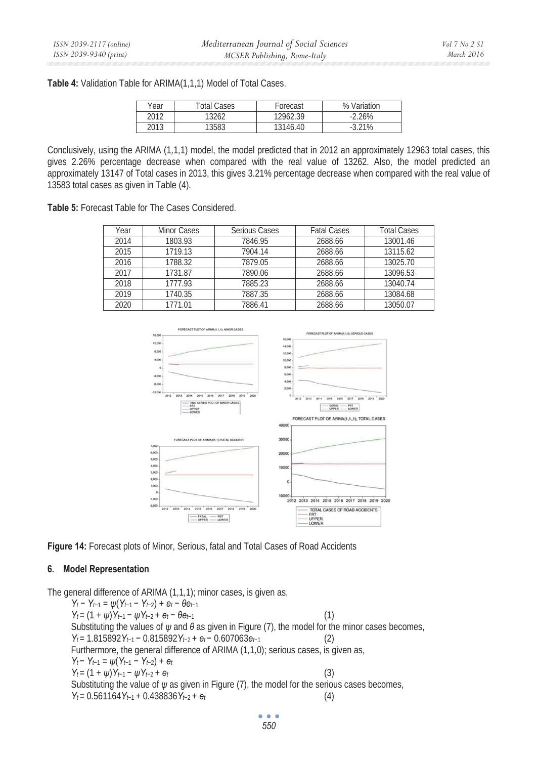**Table 4:** Validation Table for ARIMA(1,1,1) Model of Total Cases.

| Year | Total Cases | Forecast | % Variation |
|---|---|---|---|
| 2012 | 13262 | 12962.39 | -2.26% |
| 2013 | 13583 | 13146.40 | -3.21% |

Conclusively, using the ARIMA (1,1,1) model, the model predicted that in 2012 an approximately 12963 total cases, this gives 2.26% percentage decrease when compared with the real value of 13262. Also, the model predicted an approximately 13147 of Total cases in 2013, this gives 3.21% percentage decrease when compared with the real value of 13583 total cases as given in Table (4).

**Table 5:** Forecast Table for The Cases Considered.

| Year | Minor Cases | Serious Cases | Fatal Cases | Total Cases |
|---|---|---|---|---|
| 2014 | 1803.93 | 7846.95 | 2688.66 | 13001.46 |
| 2015 | 1719.13 | 7904.14 | 2688.66 | 13115.62 |
| 2016 | 1788.32 | 7879.05 | 2688.66 | 13025.70 |
| 2017 | 1731.87 | 7890.06 | 2688.66 | 13096.53 |
| 2018 | 1777.93 | 7885.23 | 2688.66 | 13040.74 |
| 2019 | 1740.35 | 7887.35 | 2688.66 | 13084.68 |
| 2020 | 1771.01 | 7886.41 | 2688.66 | 13050.07 |

**Figure 14:** Forecast plots of Minor, Serious, fatal and Total Cases of Road Accidents

## 6. Model Representation

The general difference of ARIMA (1,1,1); minor cases, is given as,

$$Y_t - Y_{t-1} = \psi(Y_{t-1} - Y_{t-2}) + e_t - \theta e_{t-1}$$

$$Y_t = (1 + \psi)Y_{t-1} - \psi Y_{t-2} + e_t - \theta e_{t-1} \quad (1)$$

Substituting the values of $\psi$ and $\theta$ as given in Figure (7), the model for the minor cases becomes,

$$Y_t = 1.815892Y_{t-1} - 0.815892Y_{t-2} + e_t - 0.607063e_{t-1} \quad (2)$$

Furthermore, the general difference of ARIMA (1,1,0); serious cases, is given as,

$$Y_t - Y_{t-1} = \psi(Y_{t-1} - Y_{t-2}) + e_t$$

$$Y_t = (1 + \psi)Y_{t-1} - \psi Y_{t-2} + e_t \quad (3)$$

Substituting the value of $\psi$ as given in Figure (7), the model for the serious cases becomes,

$$Y_t = 0.561164Y_{t-1} + 0.438836Y_{t-2} + e_t \quad (4)$$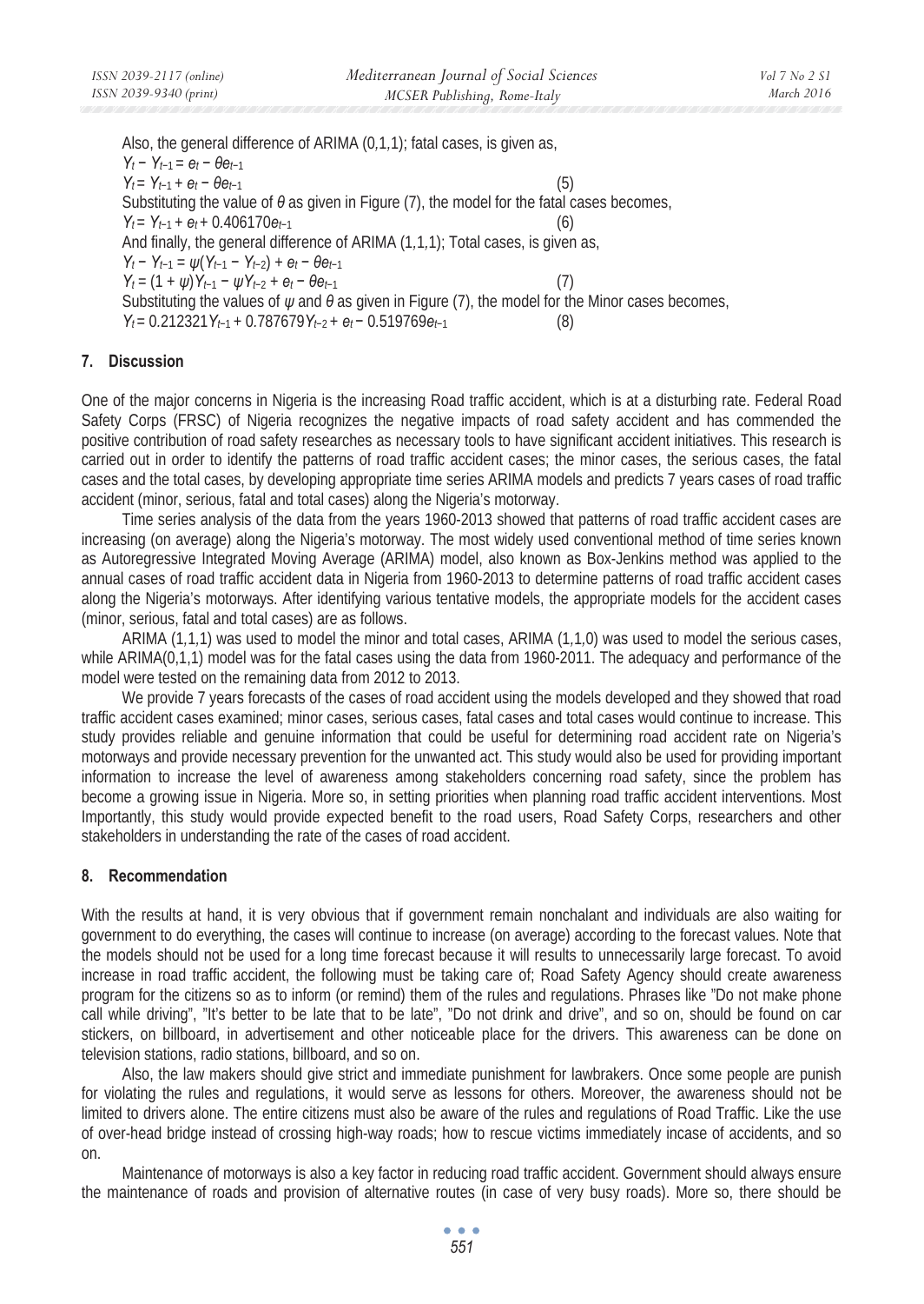Also, the general difference of ARIMA (0,1,1); fatal cases, is given as,

$$Y_t - Y_{t-1} = e_t - \theta e_{t-1}$$

$$Y_t = Y_{t-1} + e_t - \theta e_{t-1} \quad (5)$$

Substituting the value of $\theta$ as given in Figure (7), the model for the fatal cases becomes,

$$Y_t = Y_{t-1} + e_t + 0.406170e_{t-1} \quad (6)$$

And finally, the general difference of ARIMA (1,1,1); Total cases, is given as,

$$Y_t - Y_{t-1} = \psi(Y_{t-1} - Y_{t-2}) + e_t - \theta e_{t-1}$$

$$Y_t = (1 + \psi)Y_{t-1} - \psi Y_{t-2} + e_t - \theta e_{t-1} \quad (7)$$

Substituting the values of $\psi$ and $\theta$ as given in Figure (7), the model for the Minor cases becomes,

$$Y_t = 0.212321Y_{t-1} + 0.787679Y_{t-2} + e_t - 0.519769e_{t-1} \quad (8)$$

## 7. Discussion

One of the major concerns in Nigeria is the increasing Road traffic accident, which is at a disturbing rate. Federal Road Safety Corps (FRSC) of Nigeria recognizes the negative impacts of road safety accident and has commended the positive contribution of road safety researches as necessary tools to have significant accident initiatives. This research is carried out in order to identify the patterns of road traffic accident cases; the minor cases, the serious cases, the fatal cases and the total cases, by developing appropriate time series ARIMA models and predicts 7 years cases of road traffic accident (minor, serious, fatal and total cases) along the Nigeria's motorway.

Time series analysis of the data from the years 1960-2013 showed that patterns of road traffic accident cases are increasing (on average) along the Nigeria's motorway. The most widely used conventional method of time series known as Autoregressive Integrated Moving Average (ARIMA) model, also known as Box-Jenkins method was applied to the annual cases of road traffic accident data in Nigeria from 1960-2013 to determine patterns of road traffic accident cases along the Nigeria's motorways. After identifying various tentative models, the appropriate models for the accident cases (minor, serious, fatal and total cases) are as follows.

ARIMA (1,1,1) was used to model the minor and total cases, ARIMA (1,1,0) was used to model the serious cases, while ARIMA(0,1,1) model was for the fatal cases using the data from 1960-2011. The adequacy and performance of the model were tested on the remaining data from 2012 to 2013.

We provide 7 years forecasts of the cases of road accident using the models developed and they showed that road traffic accident cases examined; minor cases, serious cases, fatal cases and total cases would continue to increase. This study provides reliable and genuine information that could be useful for determining road accident rate on Nigeria's motorways and provide necessary prevention for the unwanted act. This study would also be used for providing important information to increase the level of awareness among stakeholders concerning road safety, since the problem has become a growing issue in Nigeria. More so, in setting priorities when planning road traffic accident interventions. Most Importantly, this study would provide expected benefit to the road users, Road Safety Corps, researchers and other stakeholders in understanding the rate of the cases of road accident.

## 8. Recommendation

With the results at hand, it is very obvious that if government remain nonchalant and individuals are also waiting for government to do everything, the cases will continue to increase (on average) according to the forecast values. Note that the models should not be used for a long time forecast because it will results to unnecessarily large forecast. To avoid increase in road traffic accident, the following must be taking care of; Road Safety Agency should create awareness program for the citizens so as to inform (or remind) them of the rules and regulations. Phrases like "Do not make phone call while driving", "It's better to be late that to be late", "Do not drink and drive", and so on, should be found on car stickers, on billboard, in advertisement and other noticeable place for the drivers. This awareness can be done on television stations, radio stations, billboard, and so on.

Also, the law makers should give strict and immediate punishment for lawbrakers. Once some people are punish for violating the rules and regulations, it would serve as lessons for others. Moreover, the awareness should not be limited to drivers alone. The entire citizens must also be aware of the rules and regulations of Road Traffic. Like the use of over-head bridge instead of crossing high-way roads; how to rescue victims immediately incase of accidents, and so on.

Maintenance of motorways is also a key factor in reducing road traffic accident. Government should always ensure the maintenance of roads and provision of alternative routes (in case of very busy roads). More so, there should be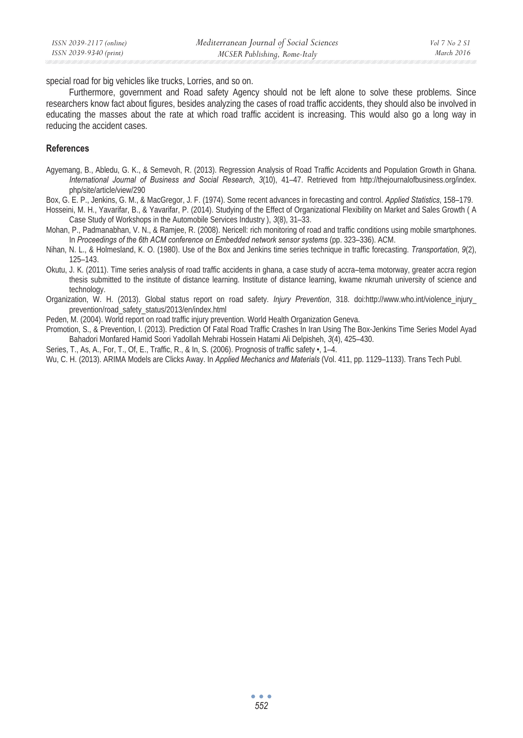special road for big vehicles like trucks, Lorries, and so on.

Furthermore, government and Road safety Agency should not be left alone to solve these problems. Since researchers know fact about figures, besides analyzing the cases of road traffic accidents, they should also be involved in educating the masses about the rate at which road traffic accident is increasing. This would also go a long way in reducing the accident cases.

## References

Agyemang, B., Abledu, G. K., & Semevoh, R. (2013). Regression Analysis of Road Traffic Accidents and Population Growth in Ghana. *International Journal of Business and Social Research*, *3*(10), 41–47. Retrieved from http://thejournalofbusiness.org/index.php/site/article/view/290

Box, G. E. P., Jenkins, G. M., & MacGregor, J. F. (1974). Some recent advances in forecasting and control. *Applied Statistics*, 158–179.

Hosseini, M. H., Yavarifar, B., & Yavarifar, P. (2014). Studying of the Effect of Organizational Flexibility on Market and Sales Growth ( A Case Study of Workshops in the Automobile Services Industry ), *3*(8), 31–33.

Mohan, P., Padmanabhan, V. N., & Ramjee, R. (2008). Nericell: rich monitoring of road and traffic conditions using mobile smartphones. In *Proceedings of the 6th ACM conference on Embedded network sensor systems* (pp. 323–336). ACM.

Nihan, N. L., & Holmesland, K. O. (1980). Use of the Box and Jenkins time series technique in traffic forecasting. *Transportation*, *9*(2), 125–143.

Okutu, J. K. (2011). Time series analysis of road traffic accidents in ghana, a case study of accra–tema motorway, greater accra region thesis submitted to the institute of distance learning. Institute of distance learning, kwame nkrumah university of science and technology.

Organization, W. H. (2013). Global status report on road safety. *Injury Prevention*, 318. doi:http://www.who.int/violence_injury_prevention/road_safety_status/2013/en/index.html

Peden, M. (2004). World report on road traffic injury prevention. World Health Organization Geneva.

Promotion, S., & Prevention, I. (2013). Prediction Of Fatal Road Traffic Crashes In Iran Using The Box-Jenkins Time Series Model Ayad Bahadori Monfared Hamid Soori Yadollah Mehrabi Hossein Hatami Ali Delpisheh, *3*(4), 425–430.

Series, T., As, A., For, T., Of, E., Traffic, R., & In, S. (2006). Prognosis of traffic safety •, 1–4.

Wu, C. H. (2013). ARIMA Models are Clicks Away. In *Applied Mechanics and Materials* (Vol. 411, pp. 1129–1133). Trans Tech Publ.